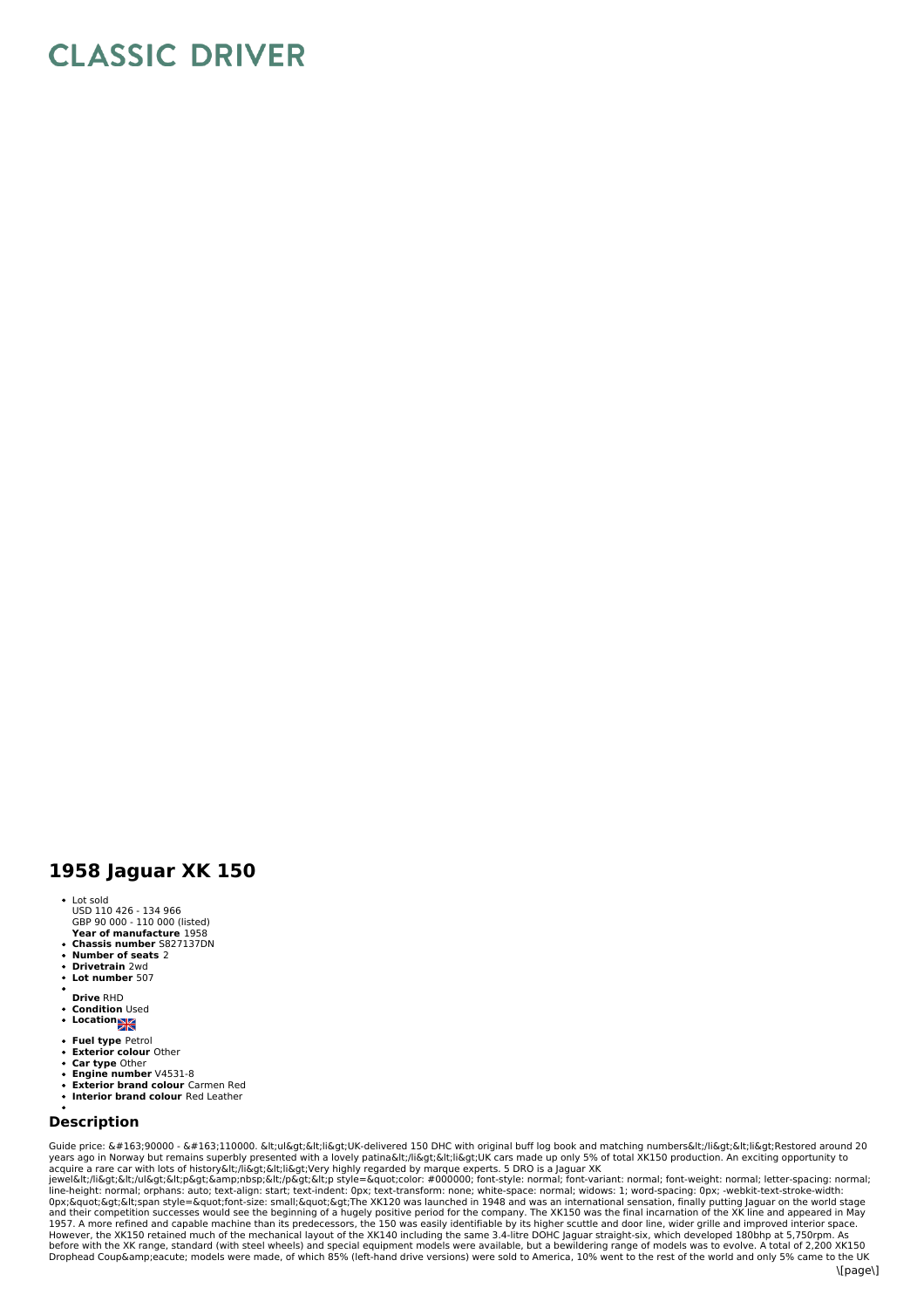# CLASSIC DRIVER

# 1958 Jaguar XK 150

- Lot sold
  USD 110 426 - 134 966
  GBP 90 000 - 110 000 (listed)
  **Year of manufacture** 1958
- **Chassis number** S827137DN
- **Number of seats** 2
- **Drivetrain** 2wd
- **Lot number** 507
- 
  **Drive** RHD
- **Condition** Used
- **Location**
- **Fuel type** Petrol
- **Exterior colour** Other
- **Car type** Other
- **Engine number** V4531-8
- **Exterior brand colour** Carmen Red
- **Interior brand colour** Red Leather
- 

## Description

Guide price: &#163;90000 - &#163;110000. &lt;ul&gt;&lt;li&gt;UK-delivered 150 DHC with original buff log book and matching numbers&lt;/li&gt;&lt;li&gt;Restored around 20 years ago in Norway but remains superbly presented with a lovely patina&lt;/li&gt;&lt;li&gt;UK cars made up only 5% of total XK150 production. An exciting opportunity to acquire a rare car with lots of history&lt;/li&gt;&lt;li&gt;Very highly regarded by marque experts. 5 DRO is a Jaguar XK jewel&lt;/li&gt;&lt;/ul&gt;&lt;p&gt;&amp;nbsp;&lt;/p&gt;&lt;p style=&quot;color: #000000; font-style: normal; font-variant: normal; font-weight: normal; letter-spacing: normal; line-height: normal; orphans: auto; text-align: start; text-indent: 0px; text-transform: none; white-space: normal; widows: 1; word-spacing: 0px; -webkit-text-stroke-width: 0px;&quot;&gt;&lt;span style=&quot;font-size: small;&quot;&gt;The XK120 was launched in 1948 and was an international sensation, finally putting Jaguar on the world stage and their competition successes would see the beginning of a hugely positive period for the company. The XK150 was the final incarnation of the XK line and appeared in May 1957. A more refined and capable machine than its predecessors, the 150 was easily identifiable by its higher scuttle and door line, wider grille and improved interior space. However, the XK150 retained much of the mechanical layout of the XK140 including the same 3.4-litre DOHC Jaguar straight-six, which developed 180bhp at 5,750rpm. As before with the XK range, standard (with steel wheels) and special equipment models were available, but a bewildering range of models was to evolve. A total of 2,200 XK150 Drophead Coup&amp;eacute; models were made, of which 85% (left-hand drive versions) were sold to America, 10% went to the rest of the world and only 5% came to the UK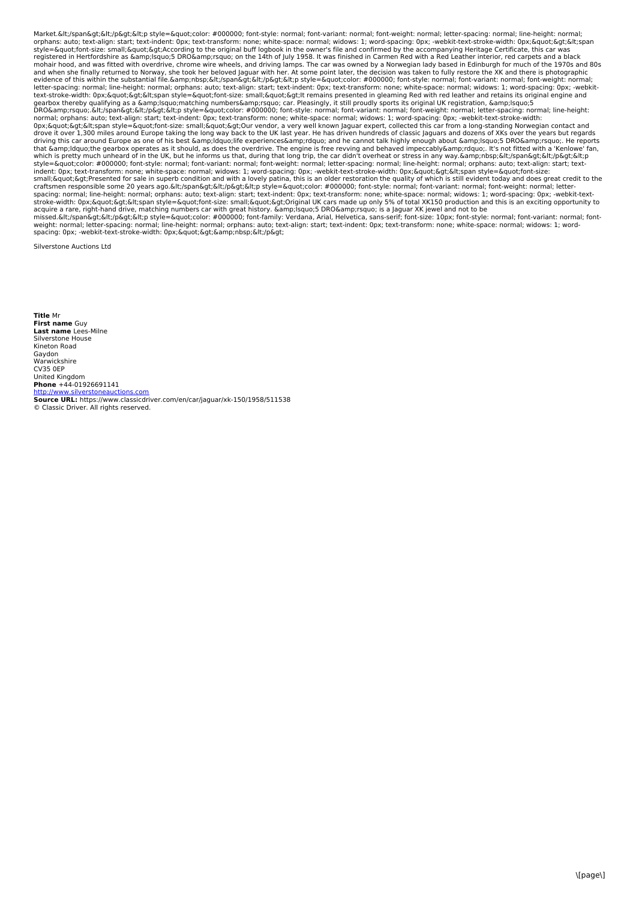Market.&lt;/span&gt;&lt;/p&gt;&lt;p style=&quot;color: #000000; font-style: normal; font-variant: normal; font-weight: normal; letter-spacing: normal; line-height: normal; orphans: auto; text-align: start; text-indent: 0px; text-transform: none; white-space: normal; widows: 1; word-spacing: 0px; -webkit-text-stroke-width: 0px;&quot;&gt;&lt;span style=&quot;font-size: small;&quot;&gt;According to the original buff logbook in the owner's file and confirmed by the accompanying Heritage Certificate, this car was registered in Hertfordshire as &amp;lsquo;5 DRO&amp;rsquo; on the 14th of July 1958. It was finished in Carmen Red with a Red Leather interior, red carpets and a black mohair hood, and was fitted with overdrive, chrome wire wheels, and driving lamps. The car was owned by a Norwegian lady based in Edinburgh for much of the 1970s and 80s and when she finally returned to Norway, she took her beloved Jaguar with her. At some point later, the decision was taken to fully restore the XK and there is photographic evidence of this within the substantial file.&amp;nbsp;&lt;/span&gt;&lt;/p&gt;&lt;p style=&quot;color: #000000; font-style: normal; font-variant: normal; font-weight: normal; letter-spacing: normal; line-height: normal; orphans: auto; text-align: start; text-indent: 0px; text-transform: none; white-space: normal; widows: 1; word-spacing: 0px; -webkit-text-stroke-width: 0px;&quot;&gt;&lt;span style=&quot;font-size: small;&quot;&gt;It remains presented in gleaming Red with red leather and retains its original engine and gearbox thereby qualifying as a &amp;lsquo;matching numbers&amp;rsquo; car. Pleasingly, it still proudly sports its original UK registration, &amp;lsquo;5 DRO&amp;rsquo;.&lt;/span&gt;&lt;/p&gt;&lt;p style=&quot;color: #000000; font-style: normal; font-variant: normal; font-weight: normal; letter-spacing: normal; line-height: normal; orphans: auto; text-align: start; text-indent: 0px; text-transform: none; white-space: normal; widows: 1; word-spacing: 0px; -webkit-text-stroke-width: 0px;&quot;&gt;&lt;span style=&quot;font-size: small;&quot;&gt;Our vendor, a very well known Jaguar expert, collected this car from a long-standing Norwegian contact and drove it over 1,300 miles around Europe taking the long way back to the UK last year. He has driven hundreds of classic Jaguars and dozens of XKs over the years but regards driving this car around Europe as one of his best &amp;ldquo;life experiences&amp;rdquo; and he cannot talk highly enough about &amp;lsquo;5 DRO&amp;rsquo;. He reports that &amp;ldquo;the gearbox operates as it should, as does the overdrive. The engine is free revving and behaved impeccably&amp;rdquo;. It's not fitted with a 'Kenlowe' fan, which is pretty much unheard of in the UK, but he informs us that, during that long trip, the car didn't overheat or stress in any way.&amp;nbsp;&lt;/span&gt;&lt;/p&gt;&lt;p style=&quot;color: #000000; font-style: normal; font-variant: normal; font-weight: normal; letter-spacing: normal; line-height: normal; orphans: auto; text-align: start; text-indent: 0px; text-transform: none; white-space: normal; widows: 1; word-spacing: 0px; -webkit-text-stroke-width: 0px;&quot;&gt;&lt;span style=&quot;font-size: small;&quot;&gt;Presented for sale in superb condition and with a lovely patina, this is an older restoration the quality of which is still evident today and does great credit to the craftsmen responsible some 20 years ago.&lt;/span&gt;&lt;/p&gt;&lt;p style=&quot;color: #000000; font-style: normal; font-variant: normal; font-weight: normal; letter-spacing: normal; line-height: normal; orphans: auto; text-align: start; text-indent: 0px; text-transform: none; white-space: normal; widows: 1; word-spacing: 0px; -webkit-text-stroke-width: 0px;&quot;&gt;&lt;span style=&quot;font-size: small;&quot;&gt;Original UK cars made up only 5% of total XK150 production and this is an exciting opportunity to acquire a rare, right-hand drive, matching numbers car with great history. &amp;lsquo;5 DRO&amp;rsquo; is a Jaguar XK jewel and not to be missed.&lt;/span&gt;&lt;/p&gt;&lt;p style=&quot;color: #000000; font-family: Verdana, Arial, Helvetica, sans-serif; font-size: 10px; font-style: normal; font-variant: normal; font-weight: normal; letter-spacing: normal; line-height: normal; orphans: auto; text-align: start; text-indent: 0px; text-transform: none; white-space: normal; widows: 1; word-spacing: 0px; -webkit-text-stroke-width: 0px;&quot;&gt;&amp;nbsp;&lt;/p&gt;

Silverstone Auctions Ltd

**Title** Mr
**First name** Guy
**Last name** Lees-Milne
Silverstone House
Kineton Road
Gaydon
Warwickshire
CV35 0EP
United Kingdom
**Phone** +44-01926691141
http://www.silverstoneauctions.com
**Source URL:** https://www.classicdriver.com/en/car/jaguar/xk-150/1958/511538
© Classic Driver. All rights reserved.